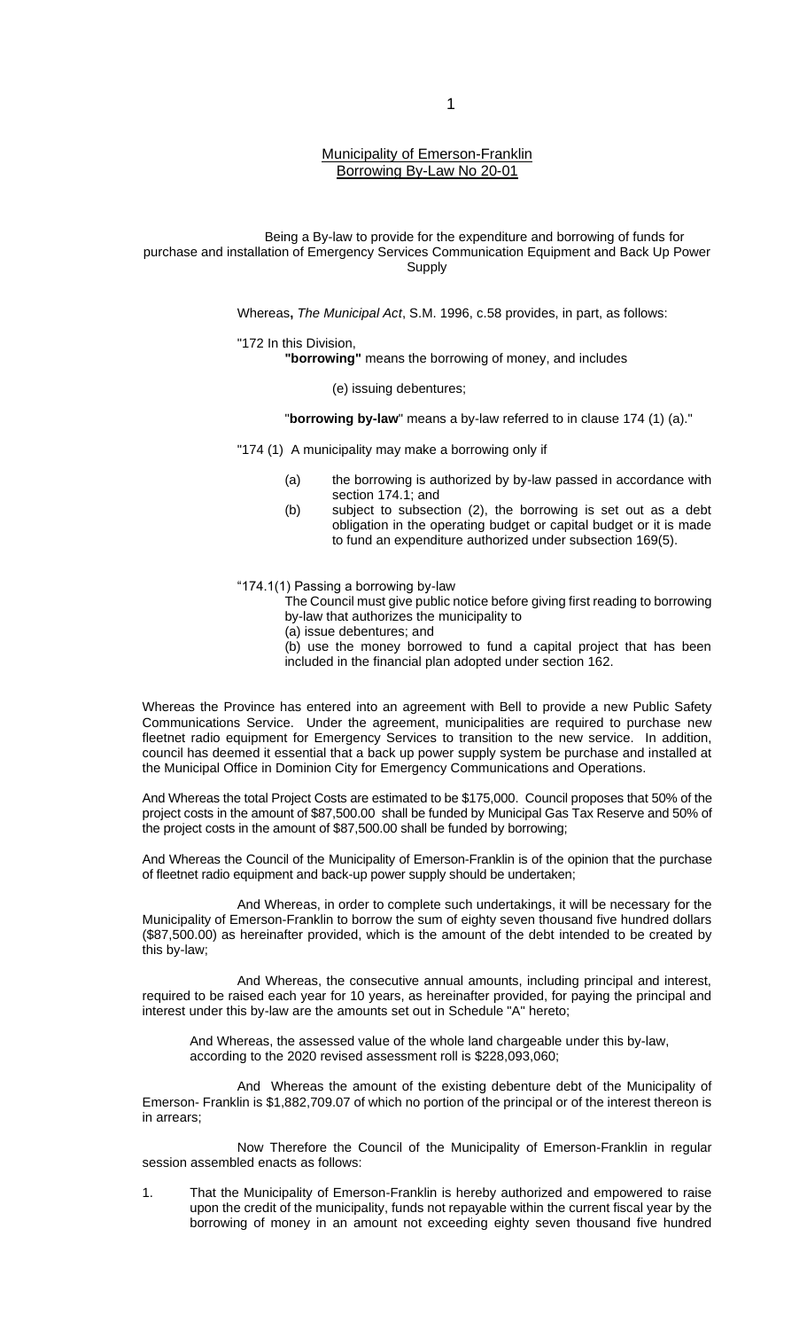# Municipality of Emerson-Franklin
## Borrowing By-Law No 20-01

Being a By-law to provide for the expenditure and borrowing of funds for purchase and installation of Emergency Services Communication Equipment and Back Up Power Supply

Whereas**,** *The Municipal Act*, S.M. 1996, c.58 provides, in part, as follows:

"172 In this Division,

**"borrowing"** means the borrowing of money, and includes

(e) issuing debentures;

"**borrowing by-law**" means a by-law referred to in clause 174 (1) (a)."

"174 (1) A municipality may make a borrowing only if

(a) the borrowing is authorized by by-law passed in accordance with section 174.1; and

(b) subject to subsection (2), the borrowing is set out as a debt obligation in the operating budget or capital budget or it is made to fund an expenditure authorized under subsection 169(5).

"174.1(1) Passing a borrowing by-law

The Council must give public notice before giving first reading to borrowing by-law that authorizes the municipality to

(a) issue debentures; and

(b) use the money borrowed to fund a capital project that has been included in the financial plan adopted under section 162.

Whereas the Province has entered into an agreement with Bell to provide a new Public Safety Communications Service. Under the agreement, municipalities are required to purchase new fleetnet radio equipment for Emergency Services to transition to the new service. In addition, council has deemed it essential that a back up power supply system be purchase and installed at the Municipal Office in Dominion City for Emergency Communications and Operations.

And Whereas the total Project Costs are estimated to be $175,000. Council proposes that 50% of the project costs in the amount of $87,500.00 shall be funded by Municipal Gas Tax Reserve and 50% of the project costs in the amount of $87,500.00 shall be funded by borrowing;

And Whereas the Council of the Municipality of Emerson-Franklin is of the opinion that the purchase of fleetnet radio equipment and back-up power supply should be undertaken;

And Whereas, in order to complete such undertakings, it will be necessary for the Municipality of Emerson-Franklin to borrow the sum of eighty seven thousand five hundred dollars ($87,500.00) as hereinafter provided, which is the amount of the debt intended to be created by this by-law;

And Whereas, the consecutive annual amounts, including principal and interest, required to be raised each year for 10 years, as hereinafter provided, for paying the principal and interest under this by-law are the amounts set out in Schedule "A" hereto;

And Whereas, the assessed value of the whole land chargeable under this by-law, according to the 2020 revised assessment roll is $228,093,060;

And Whereas the amount of the existing debenture debt of the Municipality of Emerson- Franklin is $1,882,709.07 of which no portion of the principal or of the interest thereon is in arrears;

Now Therefore the Council of the Municipality of Emerson-Franklin in regular session assembled enacts as follows:

1. That the Municipality of Emerson-Franklin is hereby authorized and empowered to raise upon the credit of the municipality, funds not repayable within the current fiscal year by the borrowing of money in an amount not exceeding eighty seven thousand five hundred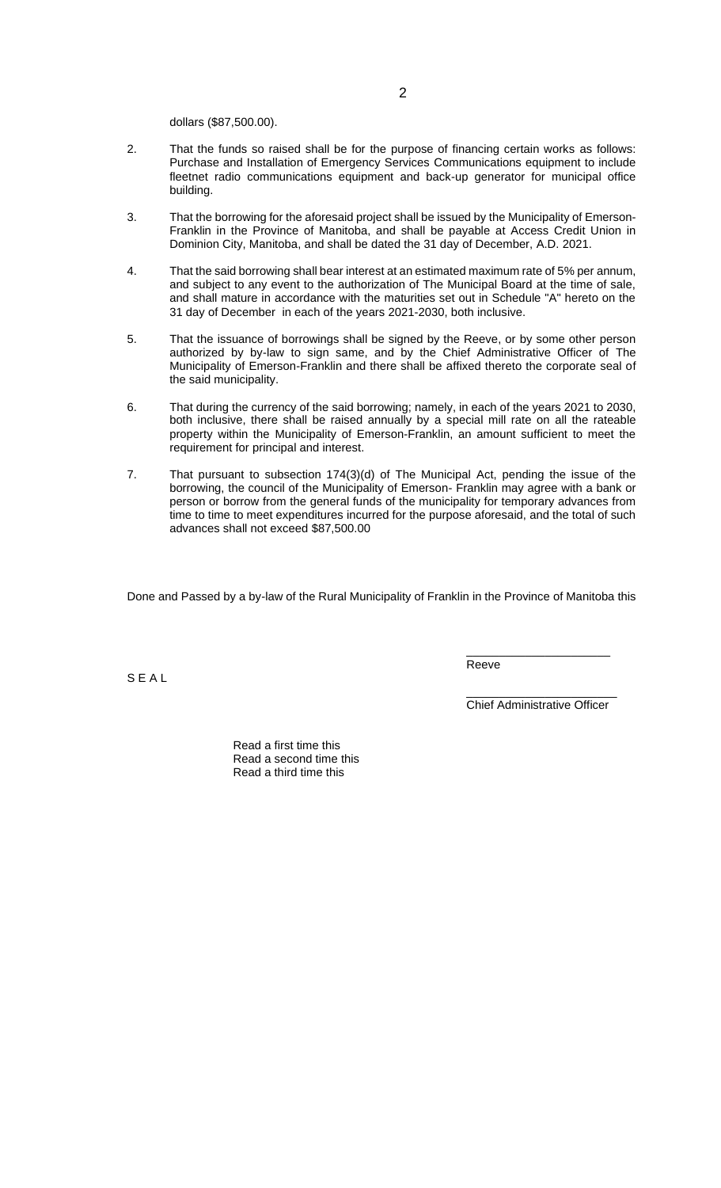dollars ($87,500.00).

2. That the funds so raised shall be for the purpose of financing certain works as follows: Purchase and Installation of Emergency Services Communications equipment to include fleetnet radio communications equipment and back-up generator for municipal office building.

3. That the borrowing for the aforesaid project shall be issued by the Municipality of Emerson-Franklin in the Province of Manitoba, and shall be payable at Access Credit Union in Dominion City, Manitoba, and shall be dated the 31 day of December, A.D. 2021.

4. That the said borrowing shall bear interest at an estimated maximum rate of 5% per annum, and subject to any event to the authorization of The Municipal Board at the time of sale, and shall mature in accordance with the maturities set out in Schedule "A" hereto on the 31 day of December in each of the years 2021-2030, both inclusive.

5. That the issuance of borrowings shall be signed by the Reeve, or by some other person authorized by by-law to sign same, and by the Chief Administrative Officer of The Municipality of Emerson-Franklin and there shall be affixed thereto the corporate seal of the said municipality.

6. That during the currency of the said borrowing; namely, in each of the years 2021 to 2030, both inclusive, there shall be raised annually by a special mill rate on all the rateable property within the Municipality of Emerson-Franklin, an amount sufficient to meet the requirement for principal and interest.

7. That pursuant to subsection 174(3)(d) of The Municipal Act, pending the issue of the borrowing, the council of the Municipality of Emerson- Franklin may agree with a bank or person or borrow from the general funds of the municipality for temporary advances from time to time to meet expenditures incurred for the purpose aforesaid, and the total of such advances shall not exceed $87,500.00

Done and Passed by a by-law of the Rural Municipality of Franklin in the Province of Manitoba this

______________________
Reeve

S E A L

______________________
Chief Administrative Officer

Read a first time this
Read a second time this
Read a third time this